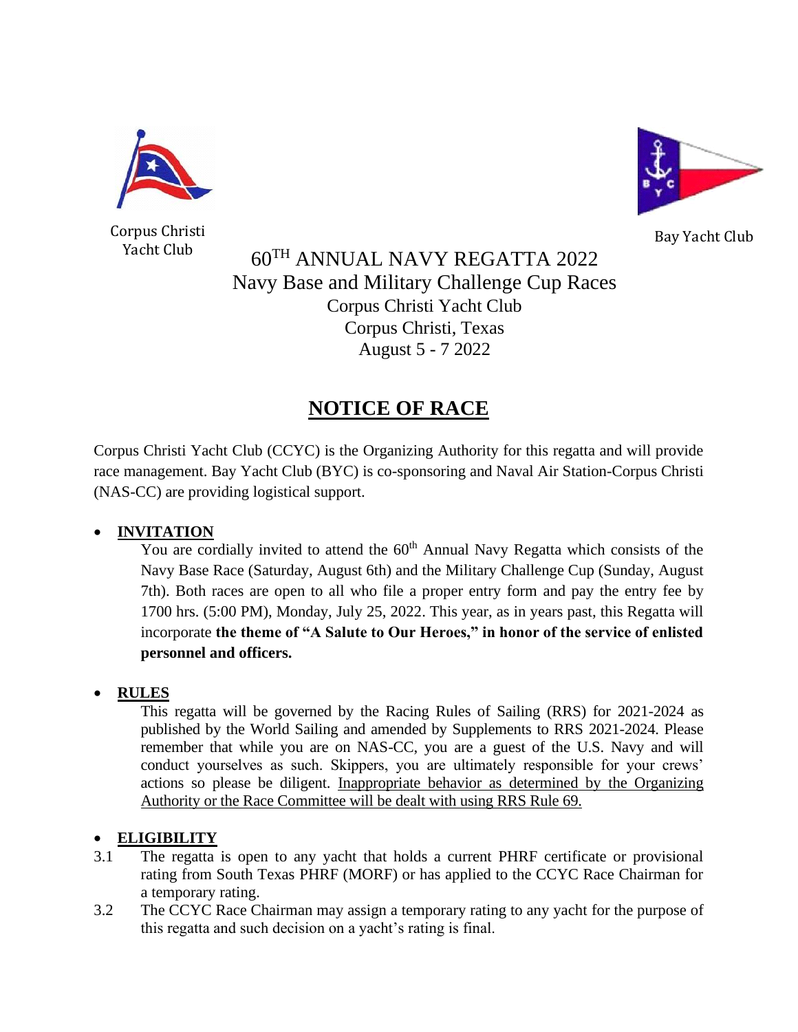Corpus Christi Yacht Club

Bay Yacht Club

# 60TH ANNUAL NAVY REGATTA 2022

## Navy Base and Military Challenge Cup Races

Corpus Christi Yacht Club
Corpus Christi, Texas
August 5 - 7 2022

# NOTICE OF RACE

Corpus Christi Yacht Club (CCYC) is the Organizing Authority for this regatta and will provide race management. Bay Yacht Club (BYC) is co-sponsoring and Naval Air Station-Corpus Christi (NAS-CC) are providing logistical support.

- **INVITATION**

  You are cordially invited to attend the 60th Annual Navy Regatta which consists of the Navy Base Race (Saturday, August 6th) and the Military Challenge Cup (Sunday, August 7th). Both races are open to all who file a proper entry form and pay the entry fee by 1700 hrs. (5:00 PM), Monday, July 25, 2022. This year, as in years past, this Regatta will incorporate **the theme of "A Salute to Our Heroes," in honor of the service of enlisted personnel and officers.**

- **RULES**

  This regatta will be governed by the Racing Rules of Sailing (RRS) for 2021-2024 as published by the World Sailing and amended by Supplements to RRS 2021-2024. Please remember that while you are on NAS-CC, you are a guest of the U.S. Navy and will conduct yourselves as such. Skippers, you are ultimately responsible for your crews' actions so please be diligent. Inappropriate behavior as determined by the Organizing Authority or the Race Committee will be dealt with using RRS Rule 69.

- **ELIGIBILITY**

3.1 The regatta is open to any yacht that holds a current PHRF certificate or provisional rating from South Texas PHRF (MORF) or has applied to the CCYC Race Chairman for a temporary rating.

3.2 The CCYC Race Chairman may assign a temporary rating to any yacht for the purpose of this regatta and such decision on a yacht's rating is final.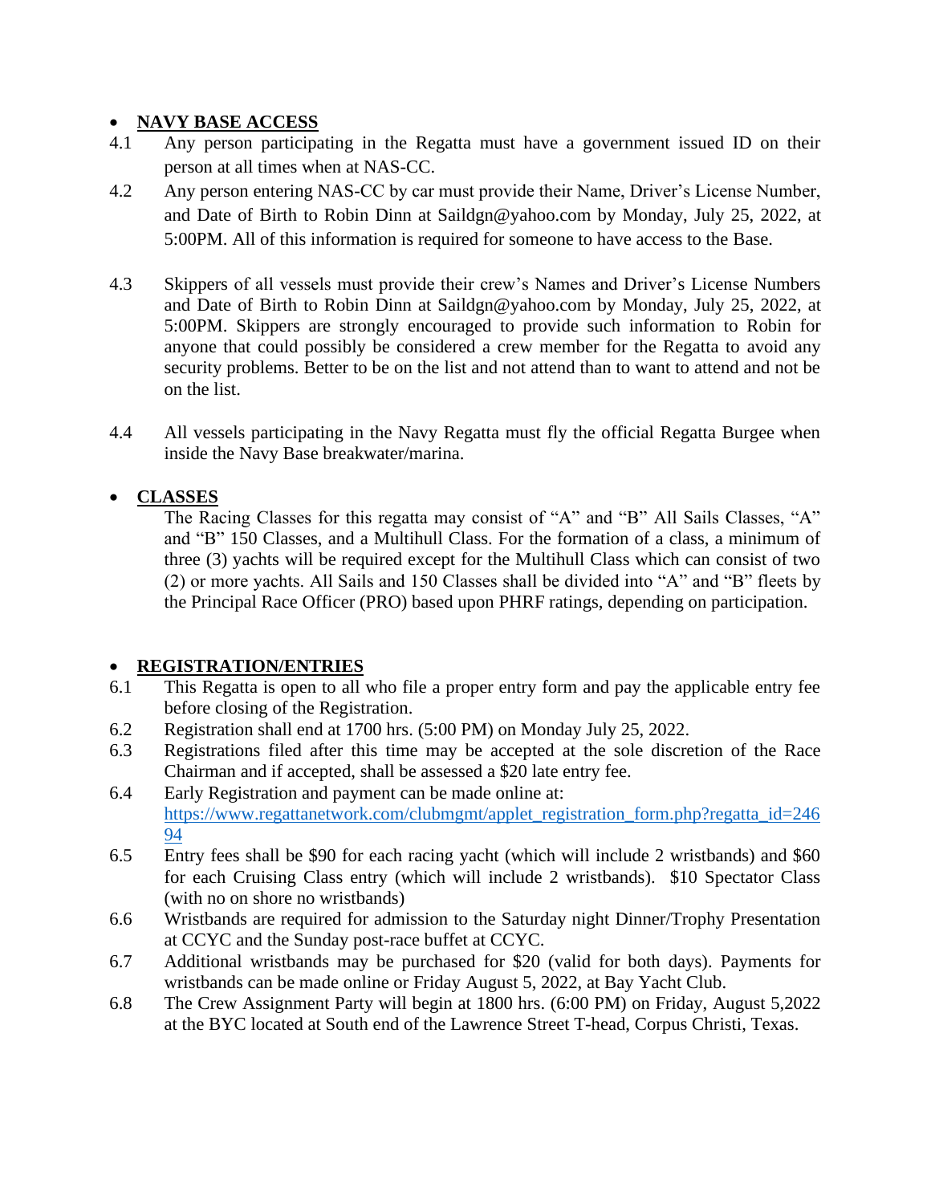- **NAVY BASE ACCESS**

4.1 Any person participating in the Regatta must have a government issued ID on their person at all times when at NAS-CC.

4.2 Any person entering NAS-CC by car must provide their Name, Driver's License Number, and Date of Birth to Robin Dinn at Saildgn@yahoo.com by Monday, July 25, 2022, at 5:00PM. All of this information is required for someone to have access to the Base.

4.3 Skippers of all vessels must provide their crew's Names and Driver's License Numbers and Date of Birth to Robin Dinn at Saildgn@yahoo.com by Monday, July 25, 2022, at 5:00PM. Skippers are strongly encouraged to provide such information to Robin for anyone that could possibly be considered a crew member for the Regatta to avoid any security problems. Better to be on the list and not attend than to want to attend and not be on the list.

4.4 All vessels participating in the Navy Regatta must fly the official Regatta Burgee when inside the Navy Base breakwater/marina.

- **CLASSES**

The Racing Classes for this regatta may consist of "A" and "B" All Sails Classes, "A" and "B" 150 Classes, and a Multihull Class. For the formation of a class, a minimum of three (3) yachts will be required except for the Multihull Class which can consist of two (2) or more yachts. All Sails and 150 Classes shall be divided into "A" and "B" fleets by the Principal Race Officer (PRO) based upon PHRF ratings, depending on participation.

- **REGISTRATION/ENTRIES**

6.1 This Regatta is open to all who file a proper entry form and pay the applicable entry fee before closing of the Registration.

6.2 Registration shall end at 1700 hrs. (5:00 PM) on Monday July 25, 2022.

6.3 Registrations filed after this time may be accepted at the sole discretion of the Race Chairman and if accepted, shall be assessed a $20 late entry fee.

6.4 Early Registration and payment can be made online at: https://www.regattanetwork.com/clubmgmt/applet_registration_form.php?regatta_id=24694

6.5 Entry fees shall be $90 for each racing yacht (which will include 2 wristbands) and $60 for each Cruising Class entry (which will include 2 wristbands). $10 Spectator Class (with no on shore no wristbands)

6.6 Wristbands are required for admission to the Saturday night Dinner/Trophy Presentation at CCYC and the Sunday post-race buffet at CCYC.

6.7 Additional wristbands may be purchased for $20 (valid for both days). Payments for wristbands can be made online or Friday August 5, 2022, at Bay Yacht Club.

6.8 The Crew Assignment Party will begin at 1800 hrs. (6:00 PM) on Friday, August 5,2022 at the BYC located at South end of the Lawrence Street T-head, Corpus Christi, Texas.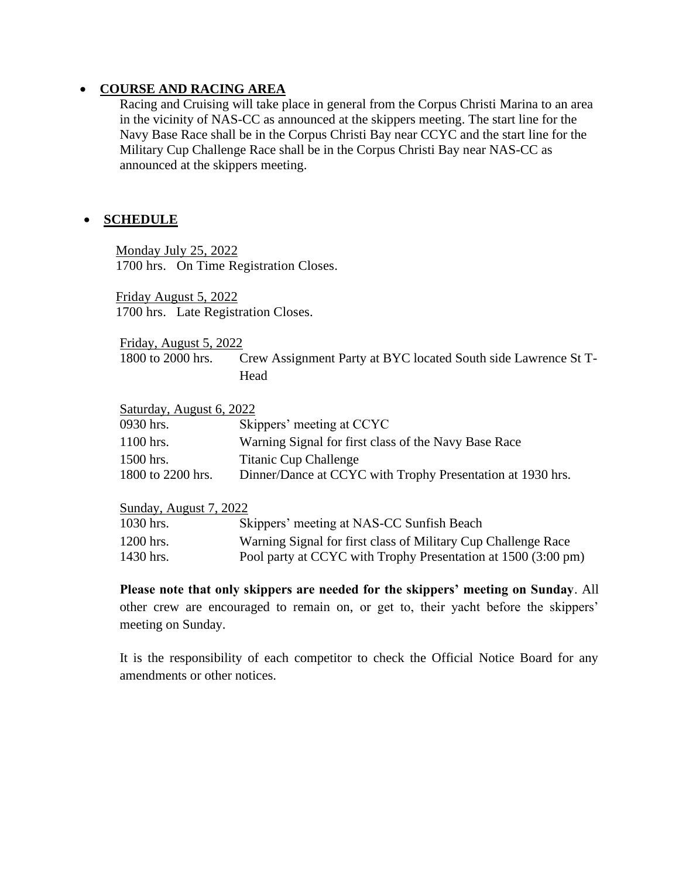- **COURSE AND RACING AREA**

  Racing and Cruising will take place in general from the Corpus Christi Marina to an area in the vicinity of NAS-CC as announced at the skippers meeting. The start line for the Navy Base Race shall be in the Corpus Christi Bay near CCYC and the start line for the Military Cup Challenge Race shall be in the Corpus Christi Bay near NAS-CC as announced at the skippers meeting.

- **SCHEDULE**

  Monday July 25, 2022
  1700 hrs. On Time Registration Closes.

  Friday August 5, 2022
  1700 hrs. Late Registration Closes.

  Friday, August 5, 2022

  | | |
  |---|---|
  | 1800 to 2000 hrs. | Crew Assignment Party at BYC located South side Lawrence St T-Head |

  Saturday, August 6, 2022

  | | |
  |---|---|
  | 0930 hrs. | Skippers' meeting at CCYC |
  | 1100 hrs. | Warning Signal for first class of the Navy Base Race |
  | 1500 hrs. | Titanic Cup Challenge |
  | 1800 to 2200 hrs. | Dinner/Dance at CCYC with Trophy Presentation at 1930 hrs. |

  Sunday, August 7, 2022

  | | |
  |---|---|
  | 1030 hrs. | Skippers' meeting at NAS-CC Sunfish Beach |
  | 1200 hrs. | Warning Signal for first class of Military Cup Challenge Race |
  | 1430 hrs. | Pool party at CCYC with Trophy Presentation at 1500 (3:00 pm) |

  **Please note that only skippers are needed for the skippers' meeting on Sunday**. All other crew are encouraged to remain on, or get to, their yacht before the skippers' meeting on Sunday.

  It is the responsibility of each competitor to check the Official Notice Board for any amendments or other notices.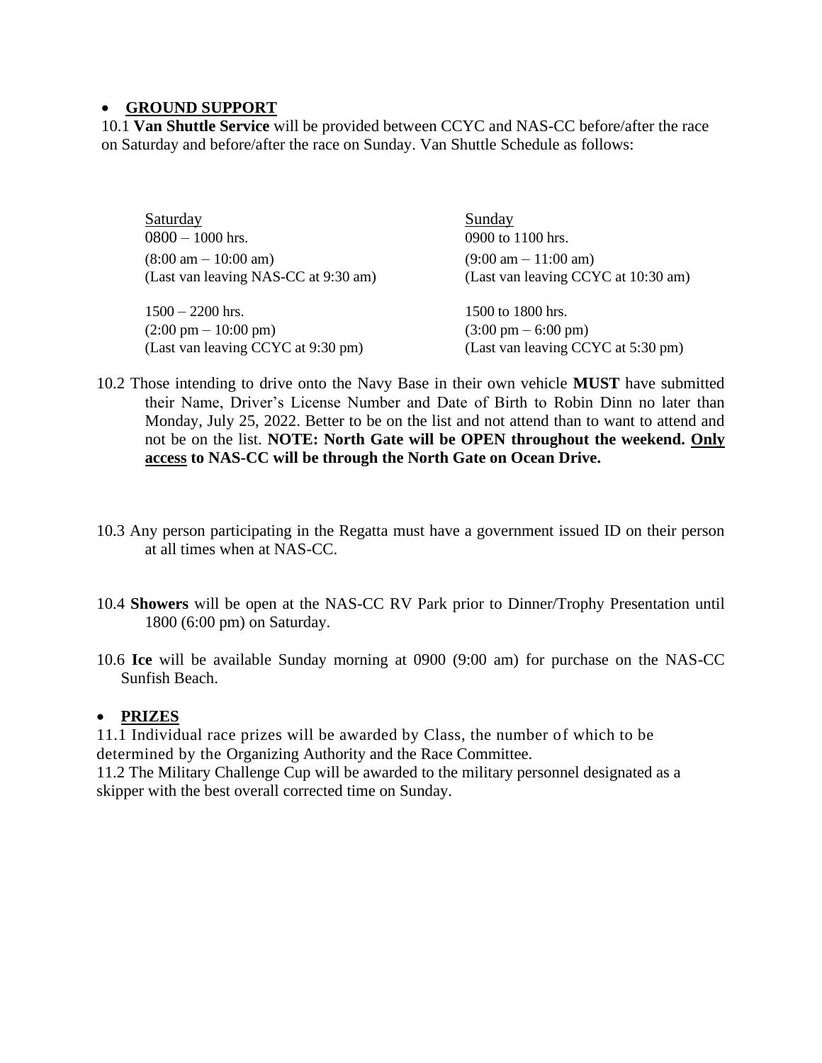- **GROUND SUPPORT**

10.1 **Van Shuttle Service** will be provided between CCYC and NAS-CC before/after the race on Saturday and before/after the race on Sunday. Van Shuttle Schedule as follows:

| Saturday | Sunday |
| --- | --- |
| 0800 – 1000 hrs.<br>(8:00 am – 10:00 am)<br>(Last van leaving NAS-CC at 9:30 am) | 0900 to 1100 hrs.<br>(9:00 am – 11:00 am)<br>(Last van leaving CCYC at 10:30 am) |
| 1500 – 2200 hrs.<br>(2:00 pm – 10:00 pm)<br>(Last van leaving CCYC at 9:30 pm) | 1500 to 1800 hrs.<br>(3:00 pm – 6:00 pm)<br>(Last van leaving CCYC at 5:30 pm) |

10.2 Those intending to drive onto the Navy Base in their own vehicle **MUST** have submitted their Name, Driver's License Number and Date of Birth to Robin Dinn no later than Monday, July 25, 2022. Better to be on the list and not attend than to want to attend and not be on the list. **NOTE: North Gate will be OPEN throughout the weekend. <u>Only access</u> to NAS-CC will be through the North Gate on Ocean Drive.**

10.3 Any person participating in the Regatta must have a government issued ID on their person at all times when at NAS-CC.

10.4 **Showers** will be open at the NAS-CC RV Park prior to Dinner/Trophy Presentation until 1800 (6:00 pm) on Saturday.

10.6 **Ice** will be available Sunday morning at 0900 (9:00 am) for purchase on the NAS-CC Sunfish Beach.

- **PRIZES**

11.1 Individual race prizes will be awarded by Class, the number of which to be determined by the Organizing Authority and the Race Committee.

11.2 The Military Challenge Cup will be awarded to the military personnel designated as a skipper with the best overall corrected time on Sunday.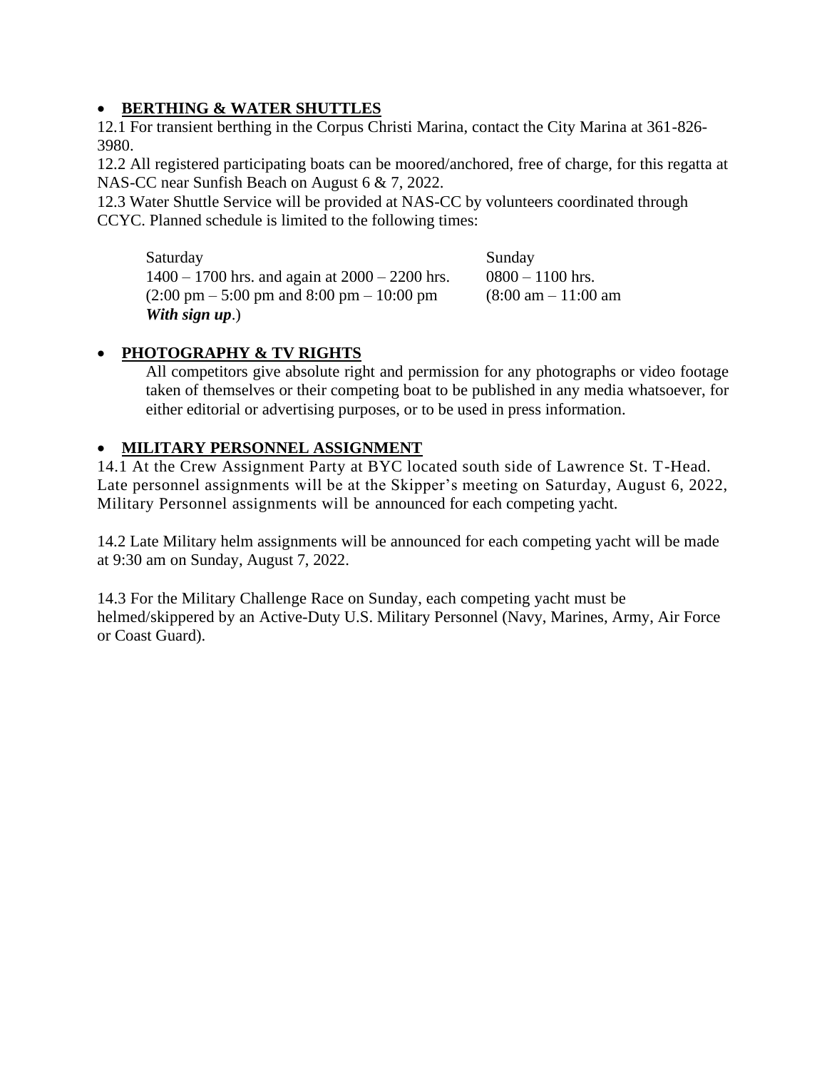- **BERTHING & WATER SHUTTLES**

12.1 For transient berthing in the Corpus Christi Marina, contact the City Marina at 361-826-3980.

12.2 All registered participating boats can be moored/anchored, free of charge, for this regatta at NAS-CC near Sunfish Beach on August 6 & 7, 2022.

12.3 Water Shuttle Service will be provided at NAS-CC by volunteers coordinated through CCYC. Planned schedule is limited to the following times:

| | |
|---|---|
| Saturday | Sunday |
| 1400 – 1700 hrs. and again at 2000 – 2200 hrs. | 0800 – 1100 hrs. |
| (2:00 pm – 5:00 pm and 8:00 pm – 10:00 pm ***With sign up***.) | (8:00 am – 11:00 am |

- **PHOTOGRAPHY & TV RIGHTS**

All competitors give absolute right and permission for any photographs or video footage taken of themselves or their competing boat to be published in any media whatsoever, for either editorial or advertising purposes, or to be used in press information.

- **MILITARY PERSONNEL ASSIGNMENT**

14.1 At the Crew Assignment Party at BYC located south side of Lawrence St. T-Head. Late personnel assignments will be at the Skipper's meeting on Saturday, August 6, 2022, Military Personnel assignments will be announced for each competing yacht.

14.2 Late Military helm assignments will be announced for each competing yacht will be made at 9:30 am on Sunday, August 7, 2022.

14.3 For the Military Challenge Race on Sunday, each competing yacht must be helmed/skippered by an Active-Duty U.S. Military Personnel (Navy, Marines, Army, Air Force or Coast Guard).